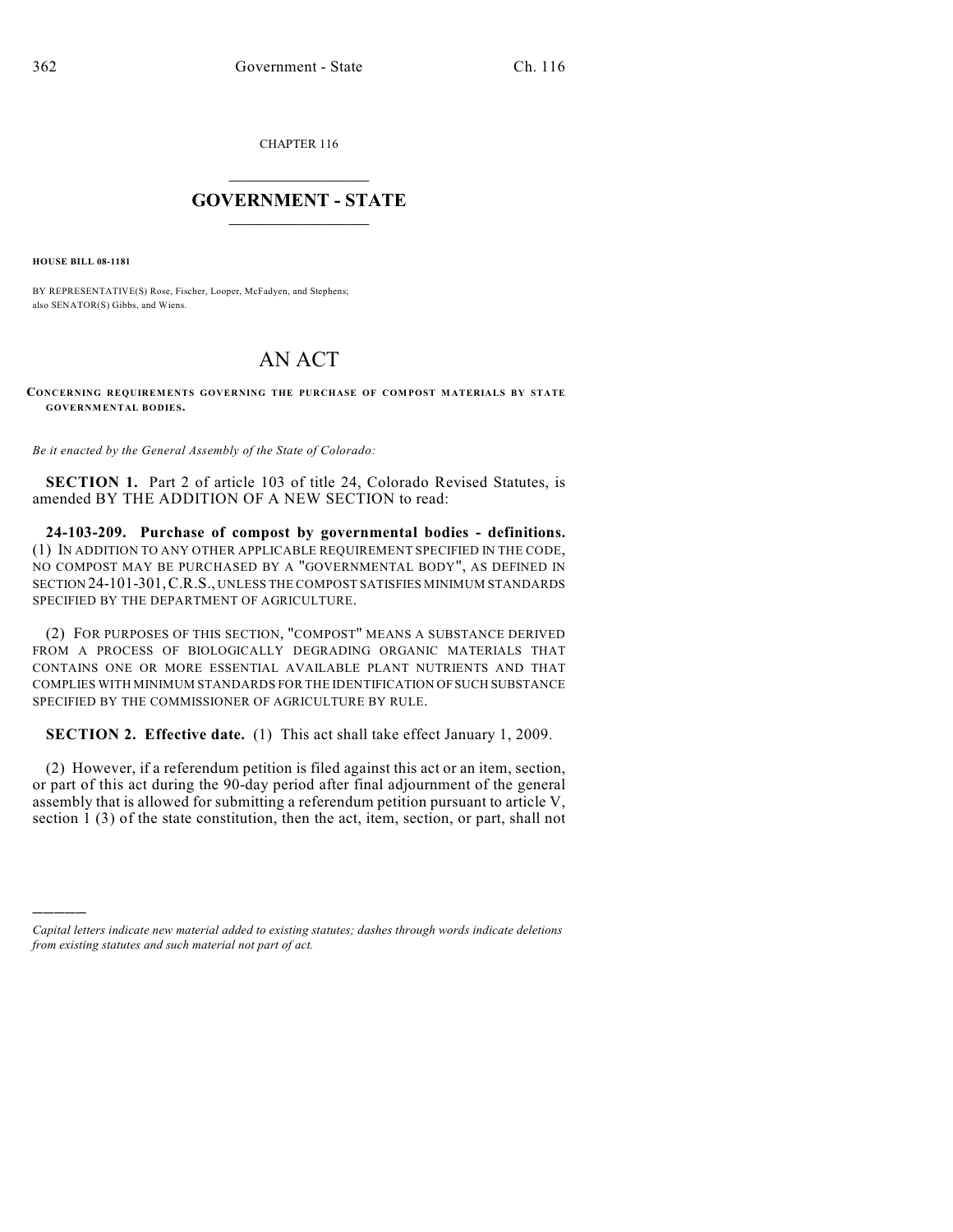CHAPTER 116

# GOVERNMENT - STATE

**HOUSE BILL 08-1181**

BY REPRESENTATIVE(S) Rose, Fischer, Looper, McFadyen, and Stephens;
also SENATOR(S) Gibbs, and Wiens.

# AN ACT

**CONCERNING REQUIREMENTS GOVERNING THE PURCHASE OF COMPOST MATERIALS BY STATE GOVERNMENTAL BODIES.**

*Be it enacted by the General Assembly of the State of Colorado:*

**SECTION 1.** Part 2 of article 103 of title 24, Colorado Revised Statutes, is amended BY THE ADDITION OF A NEW SECTION to read:

**24-103-209. Purchase of compost by governmental bodies - definitions.** (1) IN ADDITION TO ANY OTHER APPLICABLE REQUIREMENT SPECIFIED IN THE CODE, NO COMPOST MAY BE PURCHASED BY A "GOVERNMENTAL BODY", AS DEFINED IN SECTION 24-101-301, C.R.S., UNLESS THE COMPOST SATISFIES MINIMUM STANDARDS SPECIFIED BY THE DEPARTMENT OF AGRICULTURE.

(2) FOR PURPOSES OF THIS SECTION, "COMPOST" MEANS A SUBSTANCE DERIVED FROM A PROCESS OF BIOLOGICALLY DEGRADING ORGANIC MATERIALS THAT CONTAINS ONE OR MORE ESSENTIAL AVAILABLE PLANT NUTRIENTS AND THAT COMPLIES WITH MINIMUM STANDARDS FOR THE IDENTIFICATION OF SUCH SUBSTANCE SPECIFIED BY THE COMMISSIONER OF AGRICULTURE BY RULE.

**SECTION 2. Effective date.** (1) This act shall take effect January 1, 2009.

(2) However, if a referendum petition is filed against this act or an item, section, or part of this act during the 90-day period after final adjournment of the general assembly that is allowed for submitting a referendum petition pursuant to article V, section 1 (3) of the state constitution, then the act, item, section, or part, shall not

*Capital letters indicate new material added to existing statutes; dashes through words indicate deletions from existing statutes and such material not part of act.*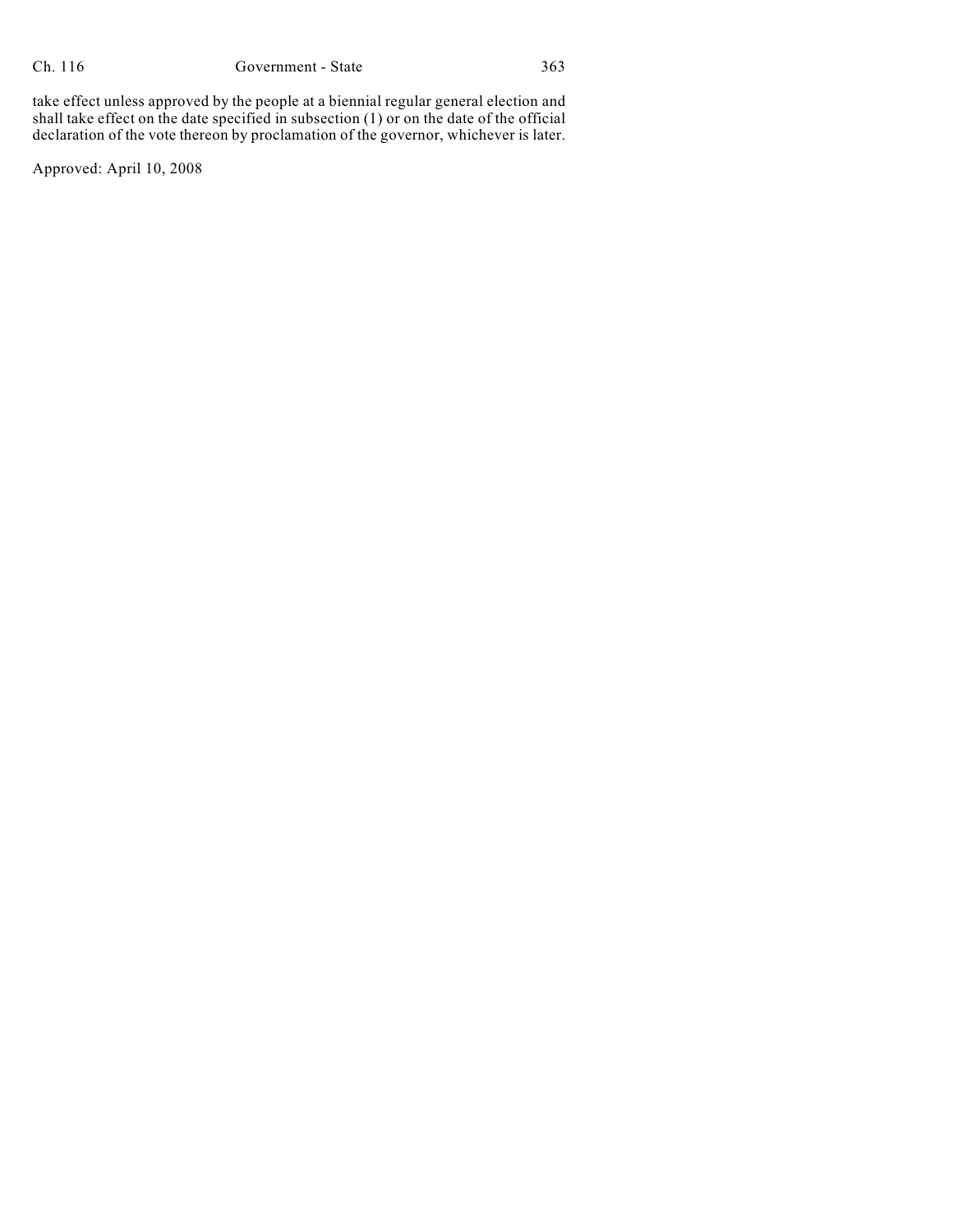take effect unless approved by the people at a biennial regular general election and shall take effect on the date specified in subsection (1) or on the date of the official declaration of the vote thereon by proclamation of the governor, whichever is later.

Approved: April 10, 2008